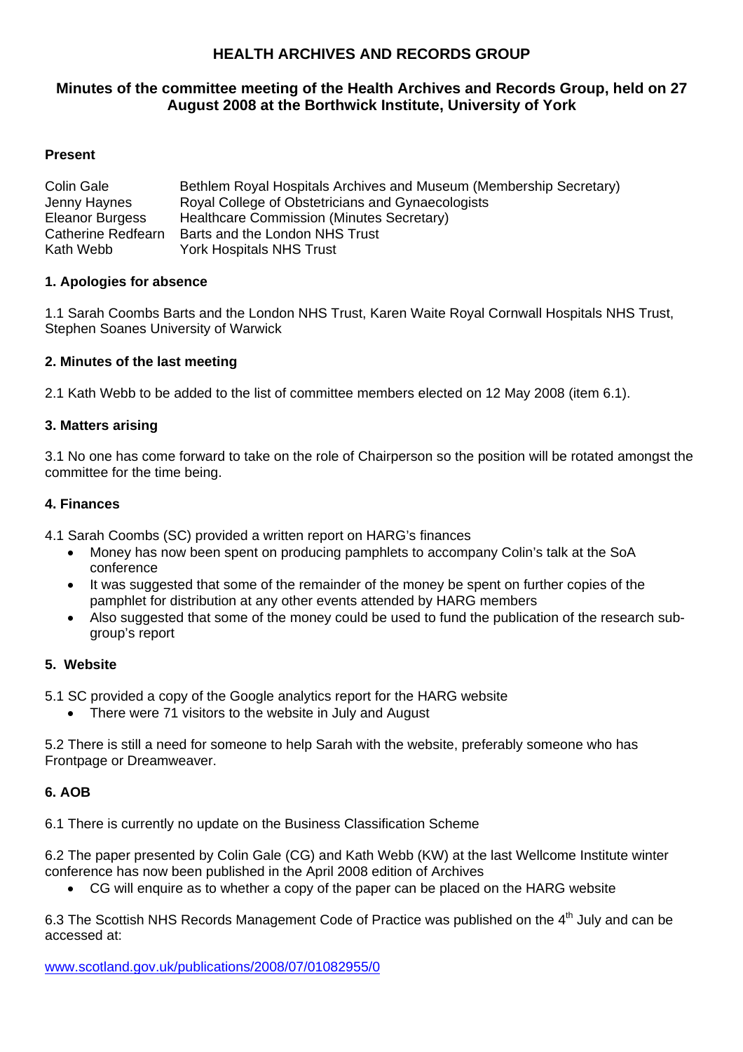# HEALTH ARCHIVES AND RECORDS GROUP

## Minutes of the committee meeting of the Health Archives and Records Group, held on 27 August 2008 at the Borthwick Institute, University of York

### Present

| | |
|---|---|
| Colin Gale | Bethlem Royal Hospitals Archives and Museum (Membership Secretary) |
| Jenny Haynes | Royal College of Obstetricians and Gynaecologists |
| Eleanor Burgess | Healthcare Commission (Minutes Secretary) |
| Catherine Redfearn | Barts and the London NHS Trust |
| Kath Webb | York Hospitals NHS Trust |

### 1. Apologies for absence

1.1 Sarah Coombs Barts and the London NHS Trust, Karen Waite Royal Cornwall Hospitals NHS Trust, Stephen Soanes University of Warwick

### 2. Minutes of the last meeting

2.1 Kath Webb to be added to the list of committee members elected on 12 May 2008 (item 6.1).

### 3. Matters arising

3.1 No one has come forward to take on the role of Chairperson so the position will be rotated amongst the committee for the time being.

### 4. Finances

4.1 Sarah Coombs (SC) provided a written report on HARG's finances

- Money has now been spent on producing pamphlets to accompany Colin's talk at the SoA conference
- It was suggested that some of the remainder of the money be spent on further copies of the pamphlet for distribution at any other events attended by HARG members
- Also suggested that some of the money could be used to fund the publication of the research sub-group's report

### 5. Website

5.1 SC provided a copy of the Google analytics report for the HARG website

- There were 71 visitors to the website in July and August

5.2 There is still a need for someone to help Sarah with the website, preferably someone who has Frontpage or Dreamweaver.

### 6. AOB

6.1 There is currently no update on the Business Classification Scheme

6.2 The paper presented by Colin Gale (CG) and Kath Webb (KW) at the last Wellcome Institute winter conference has now been published in the April 2008 edition of Archives

- CG will enquire as to whether a copy of the paper can be placed on the HARG website

6.3 The Scottish NHS Records Management Code of Practice was published on the 4th July and can be accessed at:

www.scotland.gov.uk/publications/2008/07/01082955/0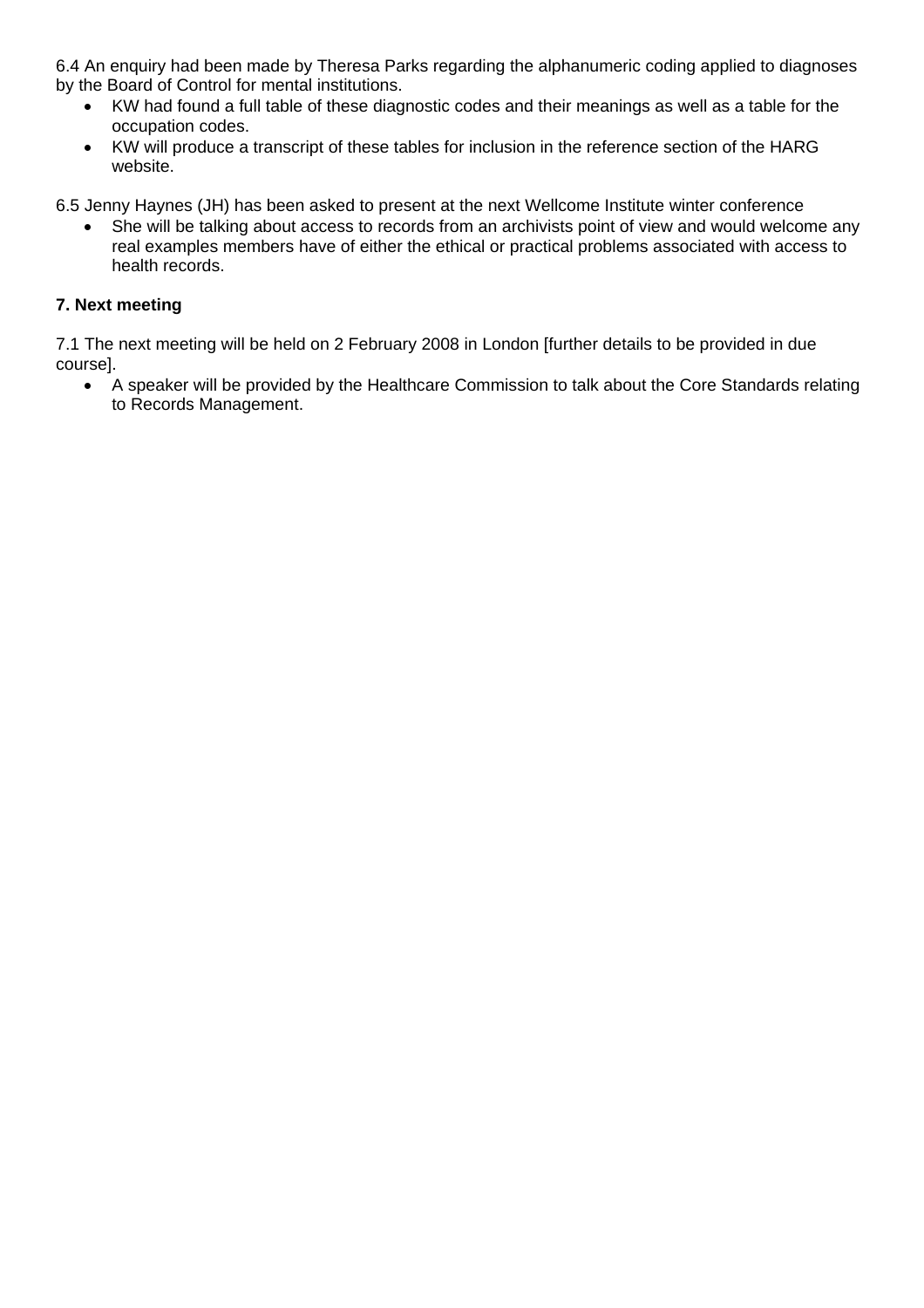6.4 An enquiry had been made by Theresa Parks regarding the alphanumeric coding applied to diagnoses by the Board of Control for mental institutions.

- KW had found a full table of these diagnostic codes and their meanings as well as a table for the occupation codes.
- KW will produce a transcript of these tables for inclusion in the reference section of the HARG website.

6.5 Jenny Haynes (JH) has been asked to present at the next Wellcome Institute winter conference

- She will be talking about access to records from an archivists point of view and would welcome any real examples members have of either the ethical or practical problems associated with access to health records.

**7. Next meeting**

7.1 The next meeting will be held on 2 February 2008 in London [further details to be provided in due course].

- A speaker will be provided by the Healthcare Commission to talk about the Core Standards relating to Records Management.